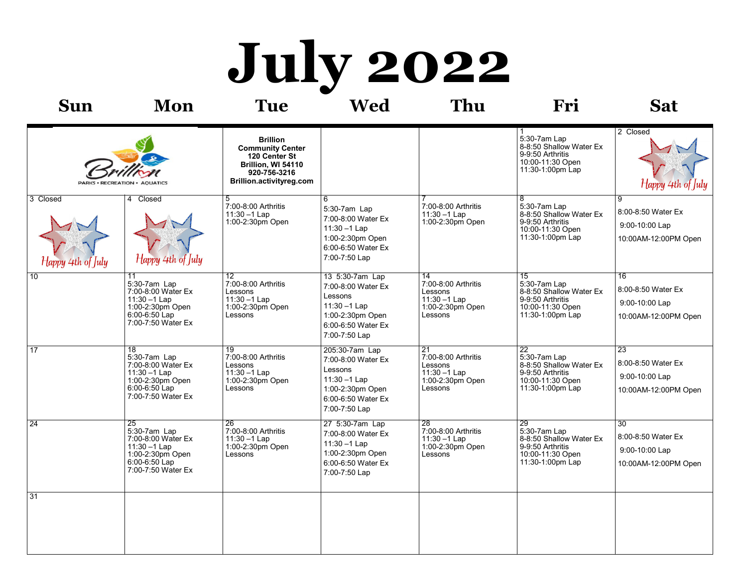# July 2022

| Sun | Mon | Tue | Wed | Thu | Fri | Sat |
|---|---|---|---|---|---|---|
| Brillion PARKS • RECREATION • AQUATICS | | **Brillion Community Center** **120 Center St** **Brillion, WI 54110** **920-756-3216** **Brillion.activityreg.com** | | | 1<br>5:30-7am Lap<br>8-8:50 Shallow Water Ex<br>9-9:50 Arthritis<br>10:00-11:30 Open<br>11:30-1:00pm Lap | 2 Closed<br>Happy 4th of July |
| 3 Closed<br>Happy 4th of July | 4 Closed<br>Happy 4th of July | 5<br>7:00-8:00 Arthritis<br>11:30 –1 Lap<br>1:00-2:30pm Open | 6<br>5:30-7am Lap<br>7:00-8:00 Water Ex<br>11:30 –1 Lap<br>1:00-2:30pm Open<br>6:00-6:50 Water Ex<br>7:00-7:50 Lap | 7<br>7:00-8:00 Arthritis<br>11:30 –1 Lap<br>1:00-2:30pm Open | 8<br>5:30-7am Lap<br>8-8:50 Shallow Water Ex<br>9-9:50 Arthritis<br>10:00-11:30 Open<br>11:30-1:00pm Lap | 9<br>8:00-8:50 Water Ex<br>9:00-10:00 Lap<br>10:00AM-12:00PM Open |
| 10 | 11<br>5:30-7am Lap<br>7:00-8:00 Water Ex<br>11:30 –1 Lap<br>1:00-2:30pm Open<br>6:00-6:50 Lap<br>7:00-7:50 Water Ex | 12<br>7:00-8:00 Arthritis<br>Lessons<br>11:30 –1 Lap<br>1:00-2:30pm Open<br>Lessons | 13 5:30-7am Lap<br>7:00-8:00 Water Ex<br>Lessons<br>11:30 –1 Lap<br>1:00-2:30pm Open<br>6:00-6:50 Water Ex<br>7:00-7:50 Lap | 14<br>7:00-8:00 Arthritis<br>Lessons<br>11:30 –1 Lap<br>1:00-2:30pm Open<br>Lessons | 15<br>5:30-7am Lap<br>8-8:50 Shallow Water Ex<br>9-9:50 Arthritis<br>10:00-11:30 Open<br>11:30-1:00pm Lap | 16<br>8:00-8:50 Water Ex<br>9:00-10:00 Lap<br>10:00AM-12:00PM Open |
| 17 | 18<br>5:30-7am Lap<br>7:00-8:00 Water Ex<br>11:30 –1 Lap<br>1:00-2:30pm Open<br>6:00-6:50 Lap<br>7:00-7:50 Water Ex | 19<br>7:00-8:00 Arthritis<br>Lessons<br>11:30 –1 Lap<br>1:00-2:30pm Open<br>Lessons | 205:30-7am Lap<br>7:00-8:00 Water Ex<br>Lessons<br>11:30 –1 Lap<br>1:00-2:30pm Open<br>6:00-6:50 Water Ex<br>7:00-7:50 Lap | 21<br>7:00-8:00 Arthritis<br>Lessons<br>11:30 –1 Lap<br>1:00-2:30pm Open<br>Lessons | 22<br>5:30-7am Lap<br>8-8:50 Shallow Water Ex<br>9-9:50 Arthritis<br>10:00-11:30 Open<br>11:30-1:00pm Lap | 23<br>8:00-8:50 Water Ex<br>9:00-10:00 Lap<br>10:00AM-12:00PM Open |
| 24 | 25<br>5:30-7am Lap<br>7:00-8:00 Water Ex<br>11:30 –1 Lap<br>1:00-2:30pm Open<br>6:00-6:50 Lap<br>7:00-7:50 Water Ex | 26<br>7:00-8:00 Arthritis<br>11:30 –1 Lap<br>1:00-2:30pm Open<br>Lessons | 27 5:30-7am Lap<br>7:00-8:00 Water Ex<br>11:30 –1 Lap<br>1:00-2:30pm Open<br>6:00-6:50 Water Ex<br>7:00-7:50 Lap | 28<br>7:00-8:00 Arthritis<br>11:30 –1 Lap<br>1:00-2:30pm Open<br>Lessons | 29<br>5:30-7am Lap<br>8-8:50 Shallow Water Ex<br>9-9:50 Arthritis<br>10:00-11:30 Open<br>11:30-1:00pm Lap | 30<br>8:00-8:50 Water Ex<br>9:00-10:00 Lap<br>10:00AM-12:00PM Open |
| 31 | | | | | | |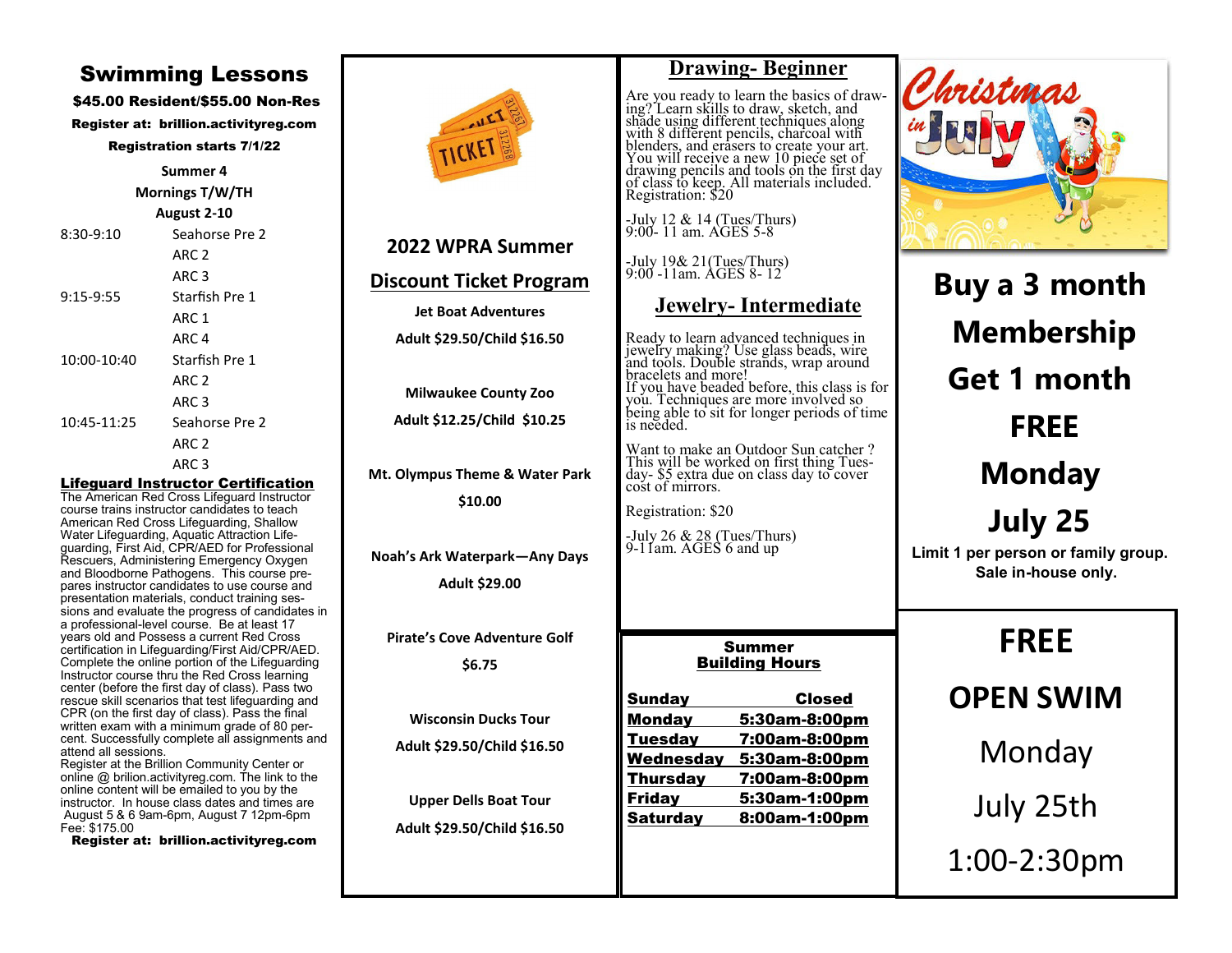# Swimming Lessons

**$45.00 Resident/$55.00 Non-Res**

**Register at: brillion.activityreg.com**

**Registration starts 7/1/22**

**Summer 4**

**Mornings T/W/TH**

**August 2-10**

| | |
|---|---|
| 8:30-9:10 | Seahorse Pre 2 |
| | ARC 2 |
| | ARC 3 |
| 9:15-9:55 | Starfish Pre 1 |
| | ARC 1 |
| | ARC 4 |
| 10:00-10:40 | Starfish Pre 1 |
| | ARC 2 |
| | ARC 3 |
| 10:45-11:25 | Seahorse Pre 2 |
| | ARC 2 |
| | ARC 3 |

## Lifeguard Instructor Certification

The American Red Cross Lifeguard Instructor course trains instructor candidates to teach American Red Cross Lifeguarding, Shallow Water Lifeguarding, Aquatic Attraction Lifeguarding, First Aid, CPR/AED for Professional Rescuers, Administering Emergency Oxygen and Bloodborne Pathogens. This course prepares instructor candidates to use course and presentation materials, conduct training sessions and evaluate the progress of candidates in a professional-level course. Be at least 17 years old and Possess a current Red Cross certification in Lifeguarding/First Aid/CPR/AED. Complete the online portion of the Lifeguarding Instructor course thru the Red Cross learning center (before the first day of class). Pass two rescue skill scenarios that test lifeguarding and CPR (on the first day of class). Pass the final written exam with a minimum grade of 80 percent. Successfully complete all assignments and attend all sessions.

Register at the Brillion Community Center or online @ brilion.activityreg.com. The link to the online content will be emailed to you by the instructor. In house class dates and times are August 5 & 6 9am-6pm, August 7 12pm-6pm

Fee: $175.00

**Register at: brillion.activityreg.com**

## 2022 WPRA Summer Discount Ticket Program

**Jet Boat Adventures**

**Adult $29.50/Child $16.50**

**Milwaukee County Zoo**

**Adult $12.25/Child $10.25**

**Mt. Olympus Theme & Water Park**

**$10.00**

**Noah's Ark Waterpark—Any Days**

**Adult $29.00**

**Pirate's Cove Adventure Golf**

**$6.75**

**Wisconsin Ducks Tour**

**Adult $29.50/Child $16.50**

**Upper Dells Boat Tour**

**Adult $29.50/Child $16.50**

## Drawing- Beginner

Are you ready to learn the basics of drawing? Learn skills to draw, sketch, and shade using different techniques along with 8 different pencils, charcoal with blenders, and erasers to create your art. You will receive a new 10 piece set of drawing pencils and tools on the first day of class to keep. All materials included. Registration: $20

-July 12 & 14 (Tues/Thurs) 9:00- 11 am. AGES 5-8

-July 19& 21(Tues/Thurs) 9:00 -11am. AGES 8- 12

## Jewelry- Intermediate

Ready to learn advanced techniques in jewelry making? Use glass beads, wire and tools. Double strands, wrap around bracelets and more!

If you have beaded before, this class is for you. Techniques are more involved so being able to sit for longer periods of time is needed.

Want to make an Outdoor Sun catcher ? This will be worked on first thing Tuesday- $5 extra due on class day to cover cost of mirrors.

Registration: $20

-July 26 & 28 (Tues/Thurs) 9-11am. AGES 6 and up

**Summer**
**Building Hours**

| | |
|---|---|
| **Sunday** | **Closed** |
| **Monday** | **5:30am-8:00pm** |
| **Tuesday** | **7:00am-8:00pm** |
| **Wednesday** | **5:30am-8:00pm** |
| **Thursday** | **7:00am-8:00pm** |
| **Friday** | **5:30am-1:00pm** |
| **Saturday** | **8:00am-1:00pm** |

Christmas in July

# Buy a 3 month Membership Get 1 month FREE Monday July 25

**Limit 1 per person or family group. Sale in-house only.**

# FREE OPEN SWIM

Monday

July 25th

1:00-2:30pm